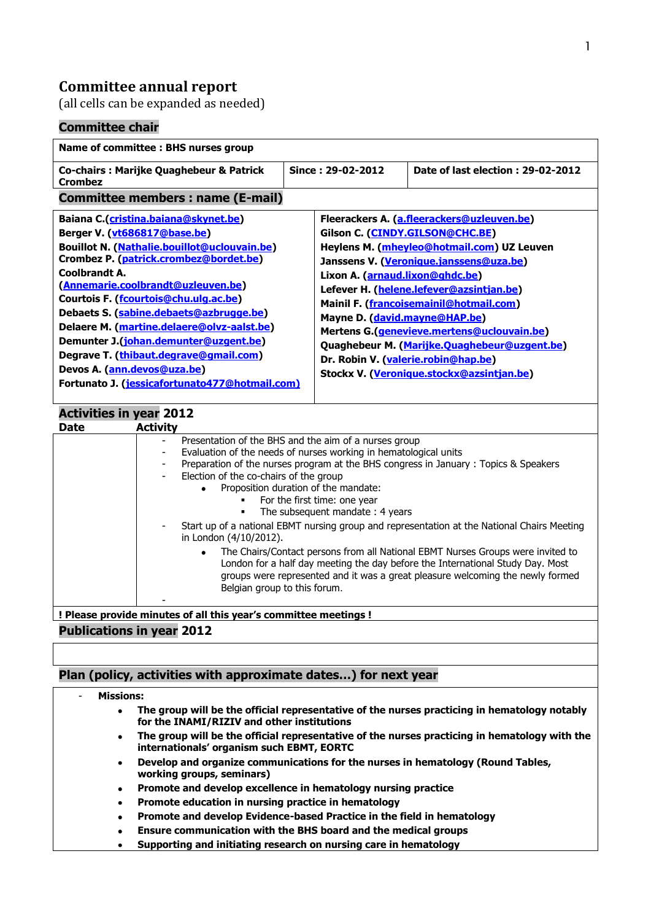# Committee annual report

(all cells can be expanded as needed)

## Committee chair

| Name of committee : BHS nurses group | | |
|---|---|---|
| Co-chairs : Marijke Quaghebeur & Patrick Crombez | Since : 29-02-2012 | Date of last election : 29-02-2012 |

## Committee members : name (E-mail)

| | |
|---|---|
| **Baiana C.(cristina.baiana@skynet.be)** | **Fleerackers A. (a.fleerackers@uzleuven.be)** |
| **Berger V. (vt686817@base.be)** | **Gilson C. (CINDY.GILSON@CHC.BE)** |
| **Bouillot N. (Nathalie.bouillot@uclouvain.be)** | **Heylens M. (mheyleo@hotmail.com) UZ Leuven** |
| **Crombez P. (patrick.crombez@bordet.be)** | **Janssens V. (Veronique.janssens@uza.be)** |
| **Coolbrandt A. (Annemarie.coolbrandt@uzleuven.be)** | **Lixon A. (arnaud.lixon@ghdc.be)** |
| **Courtois F. (fcourtois@chu.ulg.ac.be)** | **Lefever H. (helene.lefever@azsintjan.be)** |
| **Debaets S. (sabine.debaets@azbrugge.be)** | **Mainil F. (francoisemainil@hotmail.com)** |
| **Delaere M. (martine.delaere@olvz-aalst.be)** | **Mayne D. (david.mayne@HAP.be)** |
| **Demunter J.(johan.demunter@uzgent.be)** | **Mertens G.(genevieve.mertens@uclouvain.be)** |
| **Degrave T. (thibaut.degrave@gmail.com)** | **Quaghebeur M. (Marijke.Quaghebeur@uzgent.be)** |
| **Devos A. (ann.devos@uza.be)** | **Dr. Robin V. (valerie.robin@hap.be)** |
| **Fortunato J. (jessicafortunato477@hotmail.com)** | **Stockx V. (Veronique.stockx@azsintjan.be)** |

## Activities in year 2012

**Date** | **Activity**

- Presentation of the BHS and the aim of a nurses group
- Evaluation of the needs of nurses working in hematological units
- Preparation of the nurses program at the BHS congress in January : Topics & Speakers
- Election of the co-chairs of the group
  - Proposition duration of the mandate:
    - For the first time: one year
    - The subsequent mandate : 4 years
- Start up of a national EBMT nursing group and representation at the National Chairs Meeting in London (4/10/2012).
  - The Chairs/Contact persons from all National EBMT Nurses Groups were invited to London for a half day meeting the day before the International Study Day. Most groups were represented and it was a great pleasure welcoming the newly formed Belgian group to this forum.
-

**! Please provide minutes of all this year's committee meetings !**

## Publications in year 2012

## Plan (policy, activities with approximate dates…) for next year

- **Missions:**
  - **The group will be the official representative of the nurses practicing in hematology notably for the INAMI/RIZIV and other institutions**
  - **The group will be the official representative of the nurses practicing in hematology with the internationals' organism such EBMT, EORTC**
  - **Develop and organize communications for the nurses in hematology (Round Tables, working groups, seminars)**
  - **Promote and develop excellence in hematology nursing practice**
  - **Promote education in nursing practice in hematology**
  - **Promote and develop Evidence-based Practice in the field in hematology**
  - **Ensure communication with the BHS board and the medical groups**
  - **Supporting and initiating research on nursing care in hematology**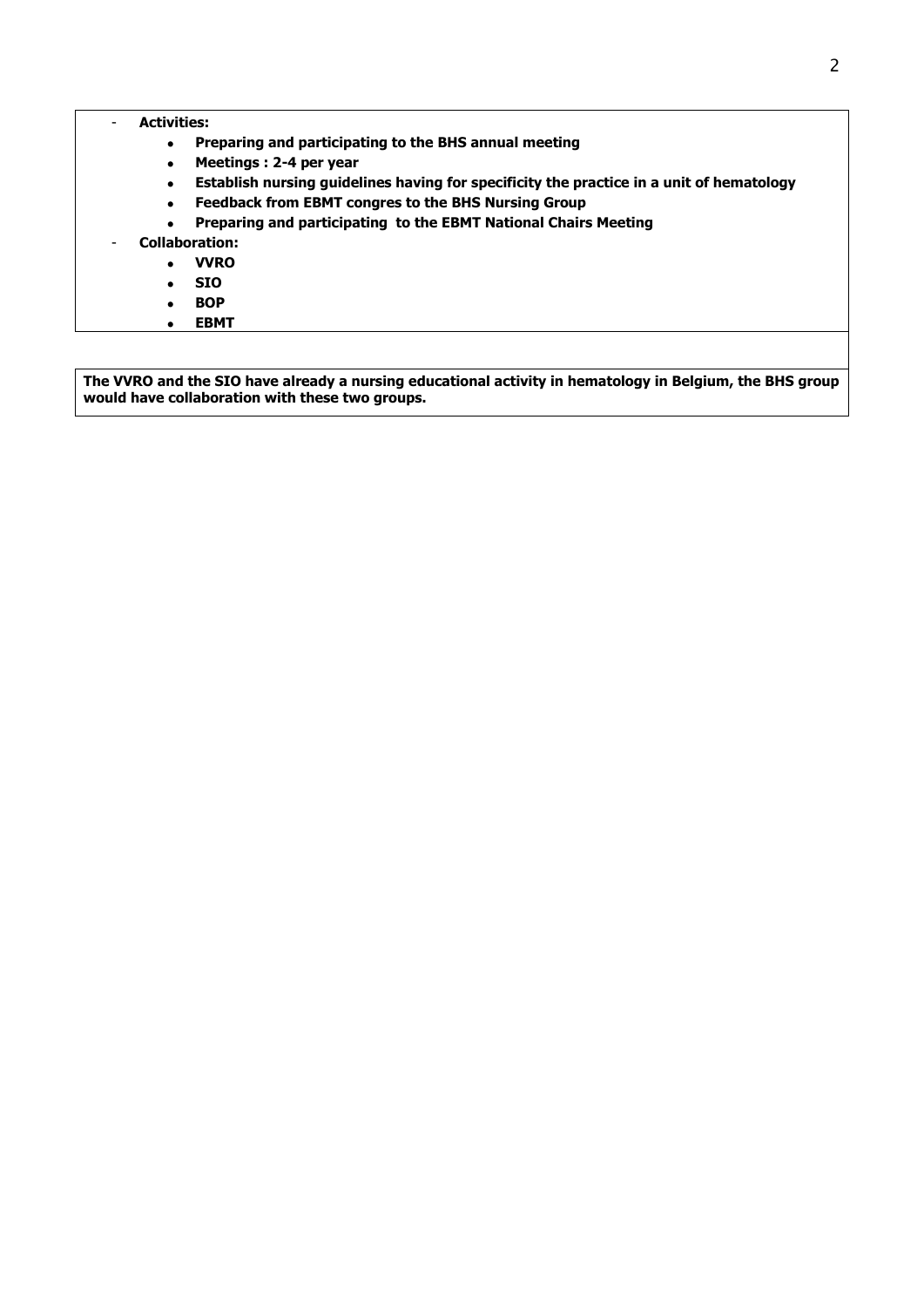- **Activities:**
    - **Preparing and participating to the BHS annual meeting**
    - **Meetings : 2-4 per year**
    - **Establish nursing guidelines having for specificity the practice in a unit of hematology**
    - **Feedback from EBMT congres to the BHS Nursing Group**
    - **Preparing and participating to the EBMT National Chairs Meeting**
- **Collaboration:**
    - **VVRO**
    - **SIO**
    - **BOP**
    - **EBMT**

**The VVRO and the SIO have already a nursing educational activity in hematology in Belgium, the BHS group would have collaboration with these two groups.**